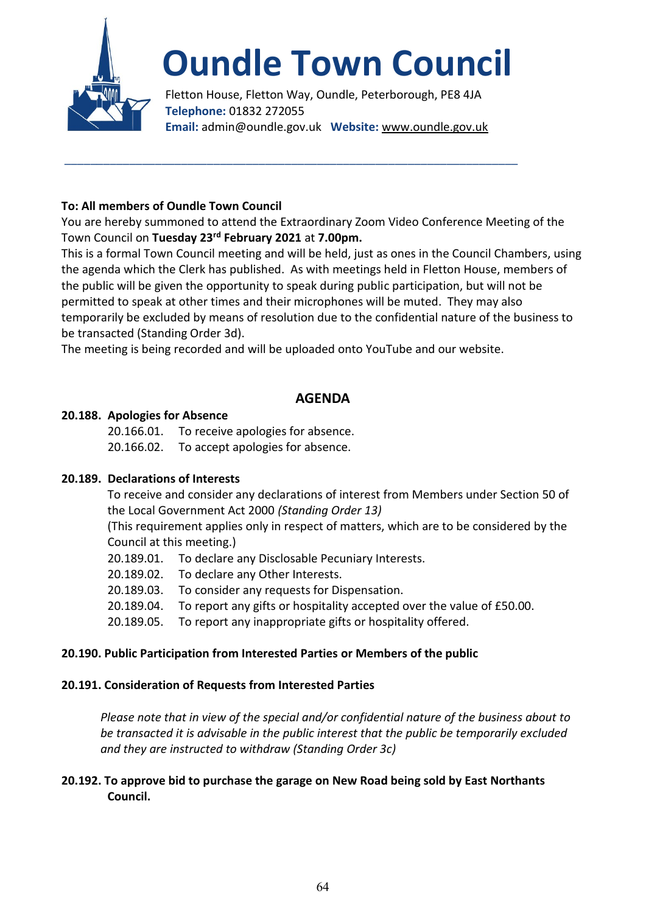# Oundle Town Council

Fletton House, Fletton Way, Oundle, Peterborough, PE8 4JA
**Telephone:** 01832 272055
**Email:** admin@oundle.gov.uk **Website:** www.oundle.gov.uk

---

**To: All members of Oundle Town Council**

You are hereby summoned to attend the Extraordinary Zoom Video Conference Meeting of the Town Council on **Tuesday 23rd February 2021** at **7.00pm.**

This is a formal Town Council meeting and will be held, just as ones in the Council Chambers, using the agenda which the Clerk has published. As with meetings held in Fletton House, members of the public will be given the opportunity to speak during public participation, but will not be permitted to speak at other times and their microphones will be muted. They may also temporarily be excluded by means of resolution due to the confidential nature of the business to be transacted (Standing Order 3d).

The meeting is being recorded and will be uploaded onto YouTube and our website.

## AGENDA

**20.188. Apologies for Absence**

20.166.01. To receive apologies for absence.
20.166.02. To accept apologies for absence.

**20.189. Declarations of Interests**

To receive and consider any declarations of interest from Members under Section 50 of the Local Government Act 2000 *(Standing Order 13)*
(This requirement applies only in respect of matters, which are to be considered by the Council at this meeting.)

20.189.01. To declare any Disclosable Pecuniary Interests.
20.189.02. To declare any Other Interests.
20.189.03. To consider any requests for Dispensation.
20.189.04. To report any gifts or hospitality accepted over the value of £50.00.
20.189.05. To report any inappropriate gifts or hospitality offered.

**20.190. Public Participation from Interested Parties or Members of the public**

**20.191. Consideration of Requests from Interested Parties**

*Please note that in view of the special and/or confidential nature of the business about to be transacted it is advisable in the public interest that the public be temporarily excluded and they are instructed to withdraw (Standing Order 3c)*

**20.192. To approve bid to purchase the garage on New Road being sold by East Northants Council.**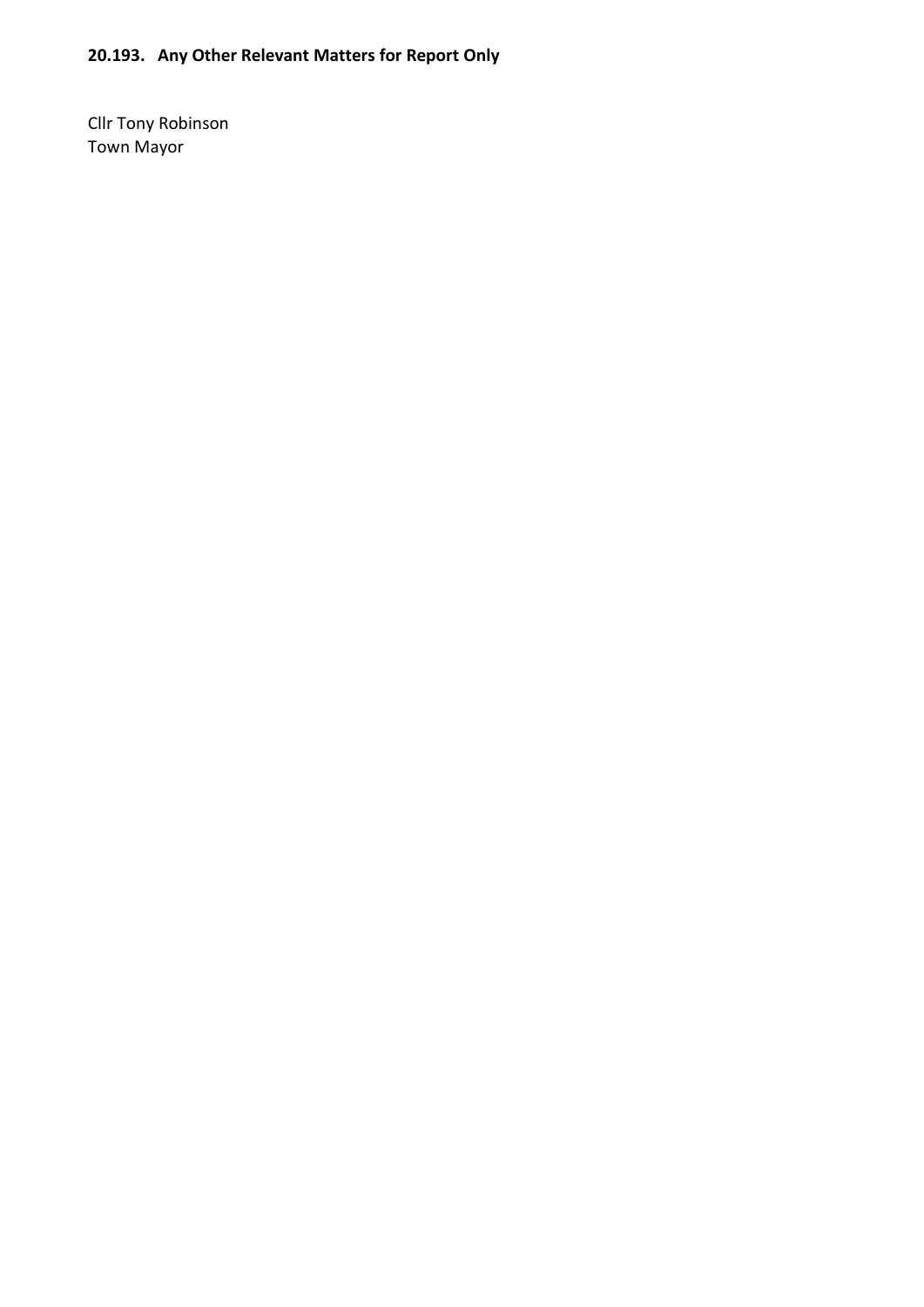### 20.193. Any Other Relevant Matters for Report Only

Cllr Tony Robinson
Town Mayor